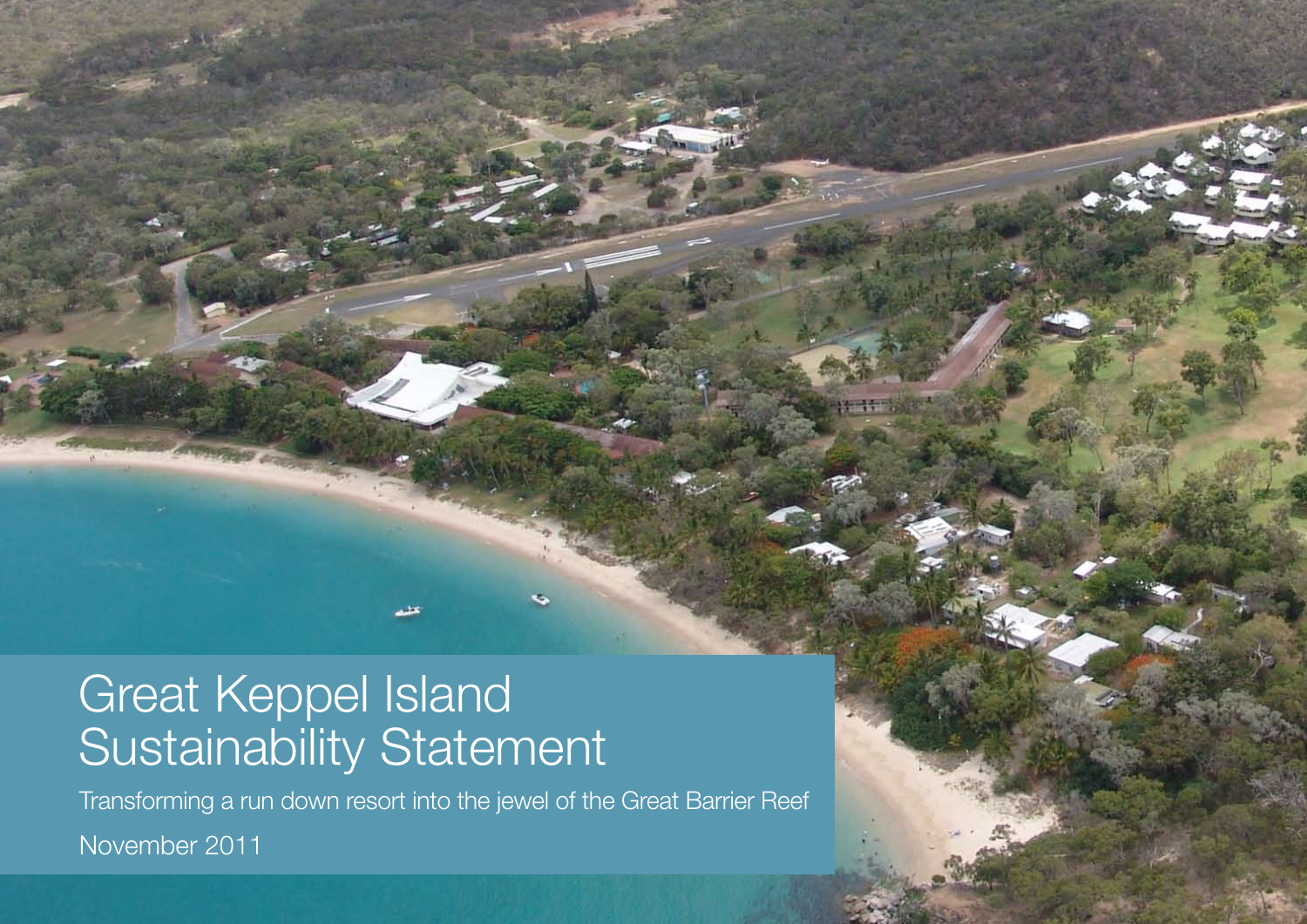# Great Keppel Island Sustainability Statement

Transforming a run down resort into the jewel of the Great Barrier Reef

November 2011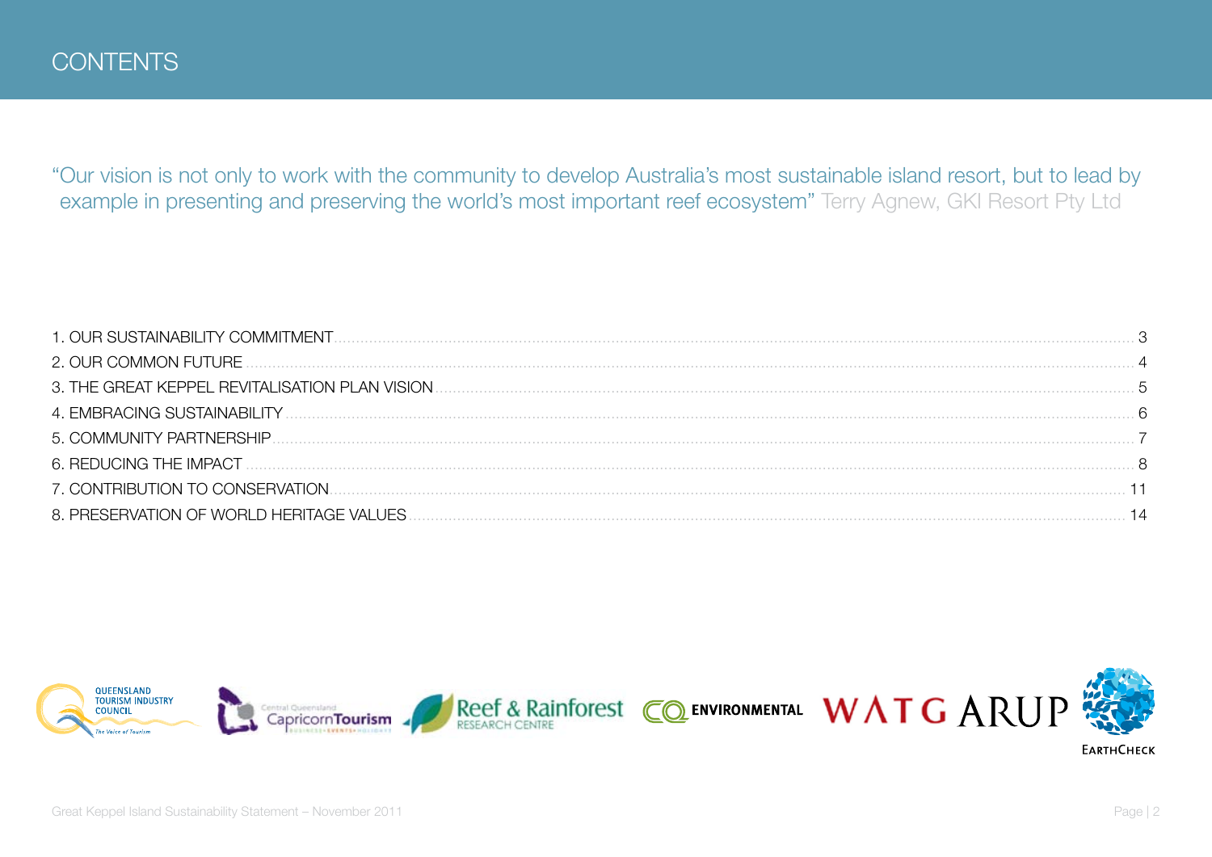# CONTENTS

"Our vision is not only to work with the community to develop Australia's most sustainable island resort, but to lead by example in presenting and preserving the world's most important reef ecosystem" Terry Agnew, GKI Resort Pty Ltd

1. OUR SUSTAINABILITY COMMITMENT ........ 3
2. OUR COMMON FUTURE ........ 4
3. THE GREAT KEPPEL REVITALISATION PLAN VISION ........ 5
4. EMBRACING SUSTAINABILITY ........ 6
5. COMMUNITY PARTNERSHIP ........ 7
6. REDUCING THE IMPACT ........ 8
7. CONTRIBUTION TO CONSERVATION ........ 11
8. PRESERVATION OF WORLD HERITAGE VALUES ........ 14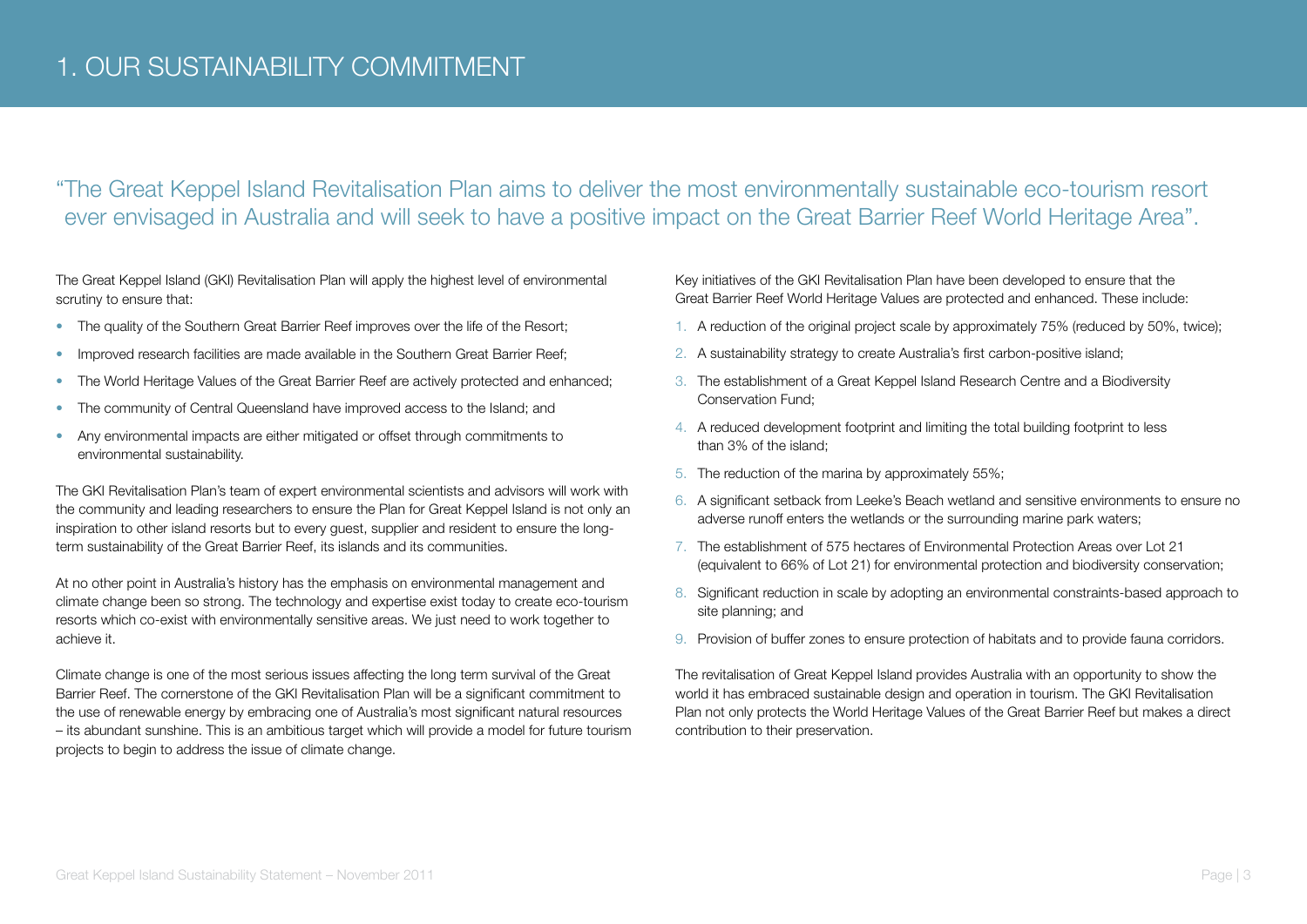# 1. OUR SUSTAINABILITY COMMITMENT

"The Great Keppel Island Revitalisation Plan aims to deliver the most environmentally sustainable eco-tourism resort ever envisaged in Australia and will seek to have a positive impact on the Great Barrier Reef World Heritage Area".

The Great Keppel Island (GKI) Revitalisation Plan will apply the highest level of environmental scrutiny to ensure that:

- The quality of the Southern Great Barrier Reef improves over the life of the Resort;
- Improved research facilities are made available in the Southern Great Barrier Reef;
- The World Heritage Values of the Great Barrier Reef are actively protected and enhanced;
- The community of Central Queensland have improved access to the Island; and
- Any environmental impacts are either mitigated or offset through commitments to environmental sustainability.

The GKI Revitalisation Plan's team of expert environmental scientists and advisors will work with the community and leading researchers to ensure the Plan for Great Keppel Island is not only an inspiration to other island resorts but to every guest, supplier and resident to ensure the long-term sustainability of the Great Barrier Reef, its islands and its communities.

At no other point in Australia's history has the emphasis on environmental management and climate change been so strong. The technology and expertise exist today to create eco-tourism resorts which co-exist with environmentally sensitive areas. We just need to work together to achieve it.

Climate change is one of the most serious issues affecting the long term survival of the Great Barrier Reef. The cornerstone of the GKI Revitalisation Plan will be a significant commitment to the use of renewable energy by embracing one of Australia's most significant natural resources – its abundant sunshine. This is an ambitious target which will provide a model for future tourism projects to begin to address the issue of climate change.

Key initiatives of the GKI Revitalisation Plan have been developed to ensure that the Great Barrier Reef World Heritage Values are protected and enhanced. These include:

1. A reduction of the original project scale by approximately 75% (reduced by 50%, twice);
2. A sustainability strategy to create Australia's first carbon-positive island;
3. The establishment of a Great Keppel Island Research Centre and a Biodiversity Conservation Fund;
4. A reduced development footprint and limiting the total building footprint to less than 3% of the island;
5. The reduction of the marina by approximately 55%;
6. A significant setback from Leeke's Beach wetland and sensitive environments to ensure no adverse runoff enters the wetlands or the surrounding marine park waters;
7. The establishment of 575 hectares of Environmental Protection Areas over Lot 21 (equivalent to 66% of Lot 21) for environmental protection and biodiversity conservation;
8. Significant reduction in scale by adopting an environmental constraints-based approach to site planning; and
9. Provision of buffer zones to ensure protection of habitats and to provide fauna corridors.

The revitalisation of Great Keppel Island provides Australia with an opportunity to show the world it has embraced sustainable design and operation in tourism. The GKI Revitalisation Plan not only protects the World Heritage Values of the Great Barrier Reef but makes a direct contribution to their preservation.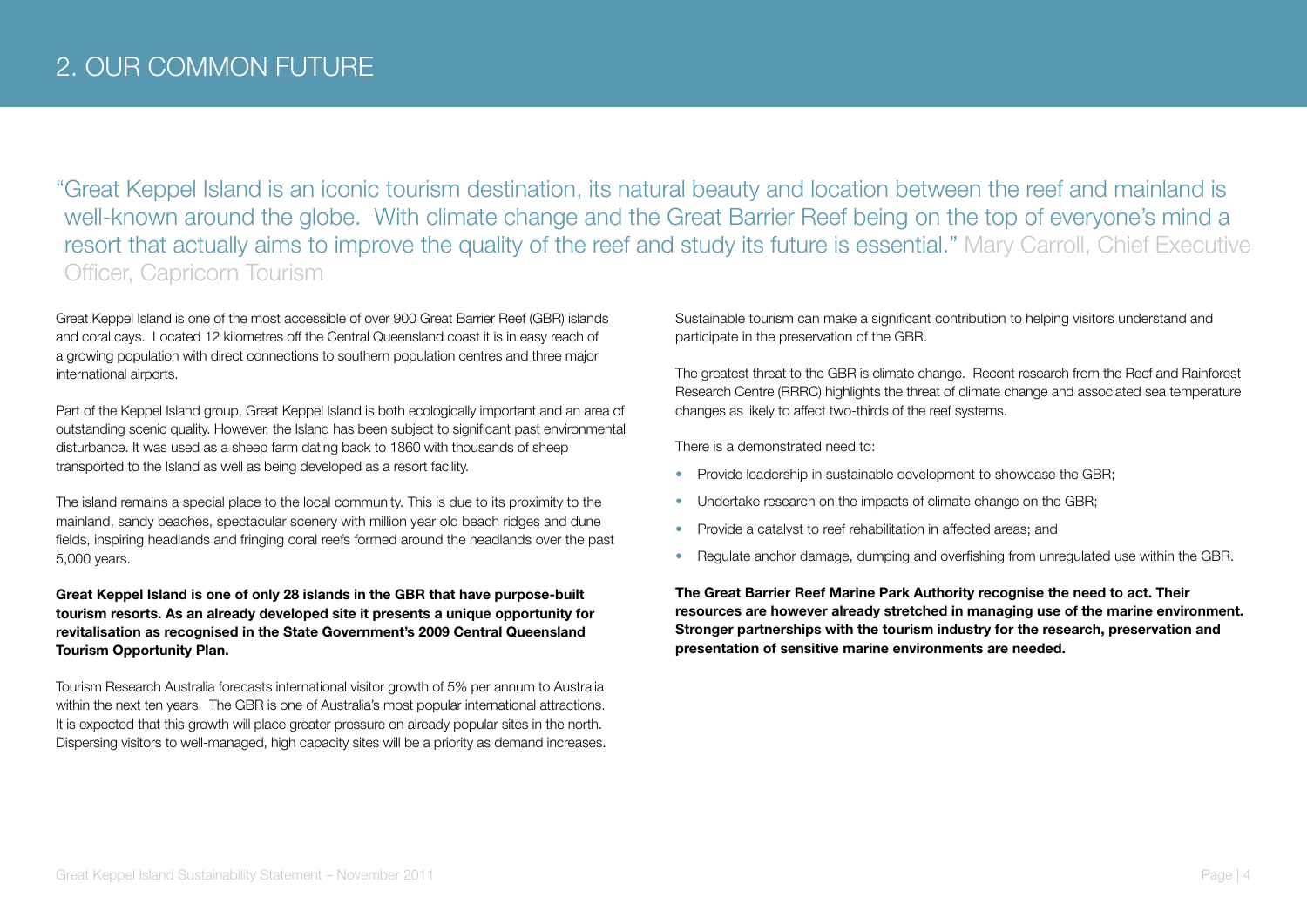# 2. OUR COMMON FUTURE

"Great Keppel Island is an iconic tourism destination, its natural beauty and location between the reef and mainland is well-known around the globe. With climate change and the Great Barrier Reef being on the top of everyone's mind a resort that actually aims to improve the quality of the reef and study its future is essential." Mary Carroll, Chief Executive Officer, Capricorn Tourism

Great Keppel Island is one of the most accessible of over 900 Great Barrier Reef (GBR) islands and coral cays. Located 12 kilometres off the Central Queensland coast it is in easy reach of a growing population with direct connections to southern population centres and three major international airports.

Part of the Keppel Island group, Great Keppel Island is both ecologically important and an area of outstanding scenic quality. However, the Island has been subject to significant past environmental disturbance. It was used as a sheep farm dating back to 1860 with thousands of sheep transported to the Island as well as being developed as a resort facility.

The island remains a special place to the local community. This is due to its proximity to the mainland, sandy beaches, spectacular scenery with million year old beach ridges and dune fields, inspiring headlands and fringing coral reefs formed around the headlands over the past 5,000 years.

**Great Keppel Island is one of only 28 islands in the GBR that have purpose-built tourism resorts. As an already developed site it presents a unique opportunity for revitalisation as recognised in the State Government's 2009 Central Queensland Tourism Opportunity Plan.**

Tourism Research Australia forecasts international visitor growth of 5% per annum to Australia within the next ten years. The GBR is one of Australia's most popular international attractions. It is expected that this growth will place greater pressure on already popular sites in the north. Dispersing visitors to well-managed, high capacity sites will be a priority as demand increases.

Sustainable tourism can make a significant contribution to helping visitors understand and participate in the preservation of the GBR.

The greatest threat to the GBR is climate change. Recent research from the Reef and Rainforest Research Centre (RRRC) highlights the threat of climate change and associated sea temperature changes as likely to affect two-thirds of the reef systems.

There is a demonstrated need to:

- Provide leadership in sustainable development to showcase the GBR;
- Undertake research on the impacts of climate change on the GBR;
- Provide a catalyst to reef rehabilitation in affected areas; and
- Regulate anchor damage, dumping and overfishing from unregulated use within the GBR.

**The Great Barrier Reef Marine Park Authority recognise the need to act. Their resources are however already stretched in managing use of the marine environment. Stronger partnerships with the tourism industry for the research, preservation and presentation of sensitive marine environments are needed.**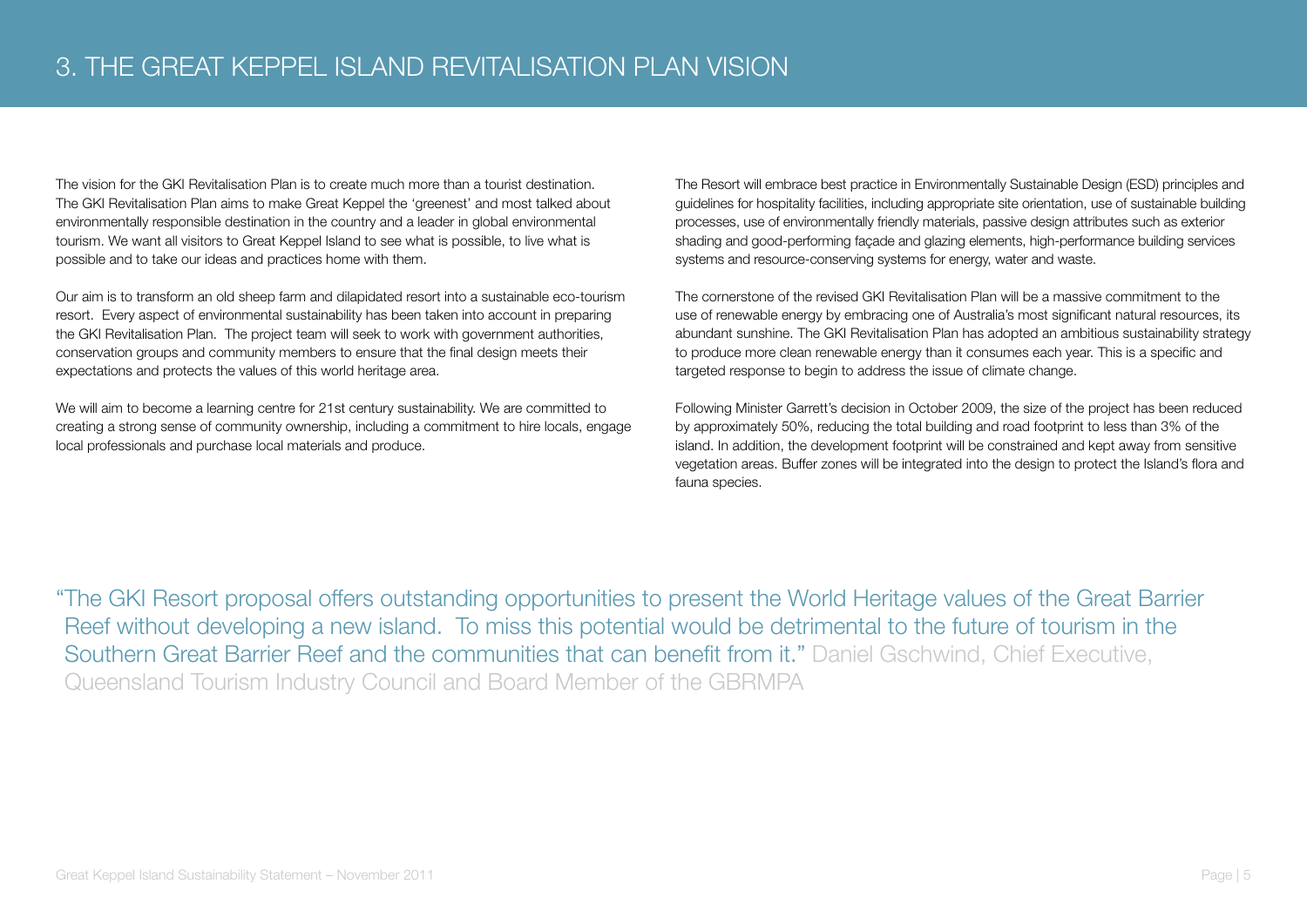# 3. THE GREAT KEPPEL ISLAND REVITALISATION PLAN VISION

The vision for the GKI Revitalisation Plan is to create much more than a tourist destination. The GKI Revitalisation Plan aims to make Great Keppel the 'greenest' and most talked about environmentally responsible destination in the country and a leader in global environmental tourism. We want all visitors to Great Keppel Island to see what is possible, to live what is possible and to take our ideas and practices home with them.

Our aim is to transform an old sheep farm and dilapidated resort into a sustainable eco-tourism resort. Every aspect of environmental sustainability has been taken into account in preparing the GKI Revitalisation Plan. The project team will seek to work with government authorities, conservation groups and community members to ensure that the final design meets their expectations and protects the values of this world heritage area.

We will aim to become a learning centre for 21st century sustainability. We are committed to creating a strong sense of community ownership, including a commitment to hire locals, engage local professionals and purchase local materials and produce.

The Resort will embrace best practice in Environmentally Sustainable Design (ESD) principles and guidelines for hospitality facilities, including appropriate site orientation, use of sustainable building processes, use of environmentally friendly materials, passive design attributes such as exterior shading and good-performing façade and glazing elements, high-performance building services systems and resource-conserving systems for energy, water and waste.

The cornerstone of the revised GKI Revitalisation Plan will be a massive commitment to the use of renewable energy by embracing one of Australia's most significant natural resources, its abundant sunshine. The GKI Revitalisation Plan has adopted an ambitious sustainability strategy to produce more clean renewable energy than it consumes each year. This is a specific and targeted response to begin to address the issue of climate change.

Following Minister Garrett's decision in October 2009, the size of the project has been reduced by approximately 50%, reducing the total building and road footprint to less than 3% of the island. In addition, the development footprint will be constrained and kept away from sensitive vegetation areas. Buffer zones will be integrated into the design to protect the Island's flora and fauna species.

> "The GKI Resort proposal offers outstanding opportunities to present the World Heritage values of the Great Barrier Reef without developing a new island. To miss this potential would be detrimental to the future of tourism in the Southern Great Barrier Reef and the communities that can benefit from it." Daniel Gschwind, Chief Executive, Queensland Tourism Industry Council and Board Member of the GBRMPA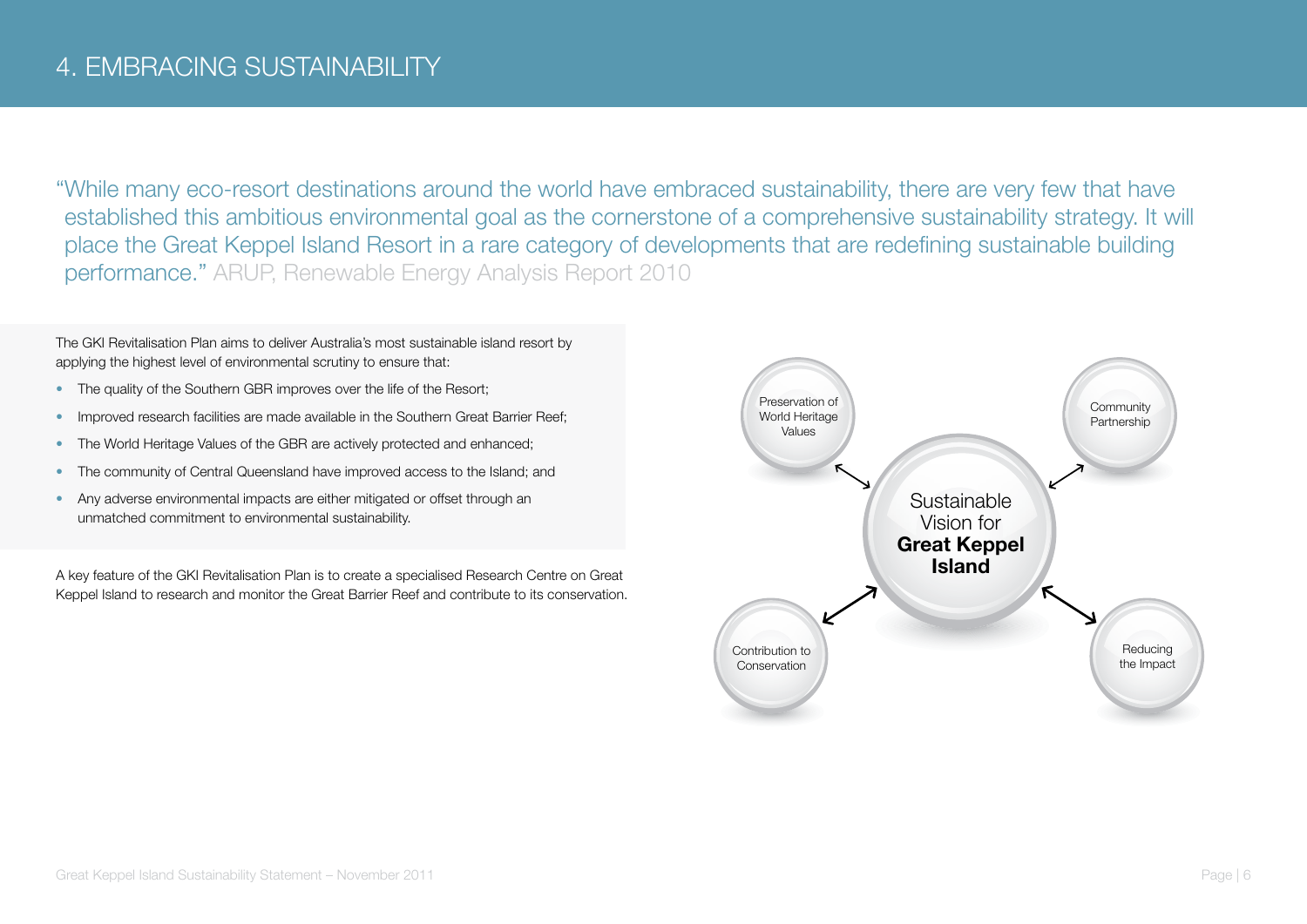# 4. EMBRACING SUSTAINABILITY

"While many eco-resort destinations around the world have embraced sustainability, there are very few that have established this ambitious environmental goal as the cornerstone of a comprehensive sustainability strategy. It will place the Great Keppel Island Resort in a rare category of developments that are redefining sustainable building performance." ARUP, Renewable Energy Analysis Report 2010

The GKI Revitalisation Plan aims to deliver Australia's most sustainable island resort by applying the highest level of environmental scrutiny to ensure that:

- The quality of the Southern GBR improves over the life of the Resort;
- Improved research facilities are made available in the Southern Great Barrier Reef;
- The World Heritage Values of the GBR are actively protected and enhanced;
- The community of Central Queensland have improved access to the Island; and
- Any adverse environmental impacts are either mitigated or offset through an unmatched commitment to environmental sustainability.

A key feature of the GKI Revitalisation Plan is to create a specialised Research Centre on Great Keppel Island to research and monitor the Great Barrier Reef and contribute to its conservation.

Sustainable Vision for **Great Keppel Island**

- Preservation of World Heritage Values
- Community Partnership
- Contribution to Conservation
- Reducing the Impact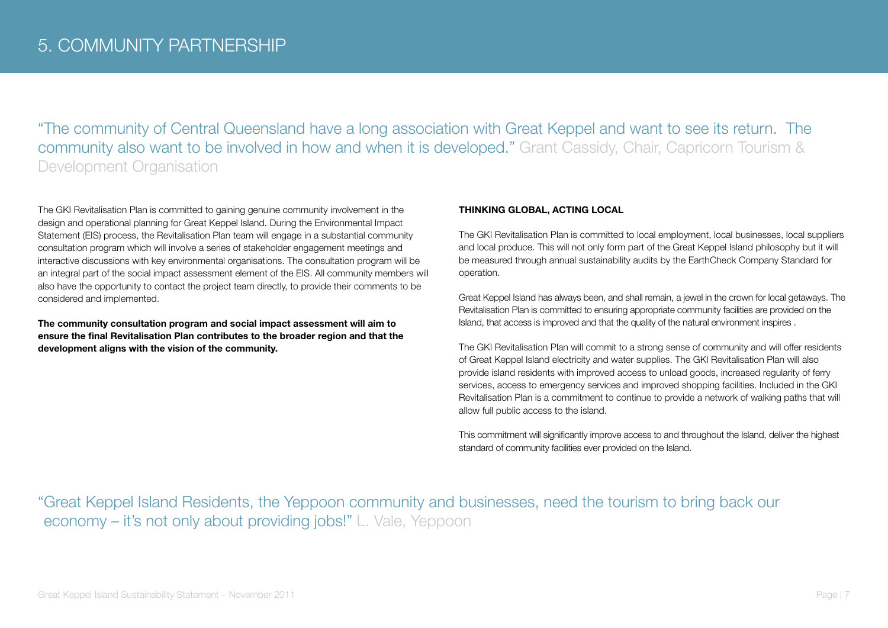# 5. COMMUNITY PARTNERSHIP

"The community of Central Queensland have a long association with Great Keppel and want to see its return. The community also want to be involved in how and when it is developed." Grant Cassidy, Chair, Capricorn Tourism & Development Organisation

The GKI Revitalisation Plan is committed to gaining genuine community involvement in the design and operational planning for Great Keppel Island. During the Environmental Impact Statement (EIS) process, the Revitalisation Plan team will engage in a substantial community consultation program which will involve a series of stakeholder engagement meetings and interactive discussions with key environmental organisations. The consultation program will be an integral part of the social impact assessment element of the EIS. All community members will also have the opportunity to contact the project team directly, to provide their comments to be considered and implemented.

**The community consultation program and social impact assessment will aim to ensure the final Revitalisation Plan contributes to the broader region and that the development aligns with the vision of the community.**

**THINKING GLOBAL, ACTING LOCAL**

The GKI Revitalisation Plan is committed to local employment, local businesses, local suppliers and local produce. This will not only form part of the Great Keppel Island philosophy but it will be measured through annual sustainability audits by the EarthCheck Company Standard for operation.

Great Keppel Island has always been, and shall remain, a jewel in the crown for local getaways. The Revitalisation Plan is committed to ensuring appropriate community facilities are provided on the Island, that access is improved and that the quality of the natural environment inspires .

The GKI Revitalisation Plan will commit to a strong sense of community and will offer residents of Great Keppel Island electricity and water supplies. The GKI Revitalisation Plan will also provide island residents with improved access to unload goods, increased regularity of ferry services, access to emergency services and improved shopping facilities. Included in the GKI Revitalisation Plan is a commitment to continue to provide a network of walking paths that will allow full public access to the island.

This commitment will significantly improve access to and throughout the Island, deliver the highest standard of community facilities ever provided on the Island.

"Great Keppel Island Residents, the Yeppoon community and businesses, need the tourism to bring back our economy – it's not only about providing jobs!" L. Vale, Yeppoon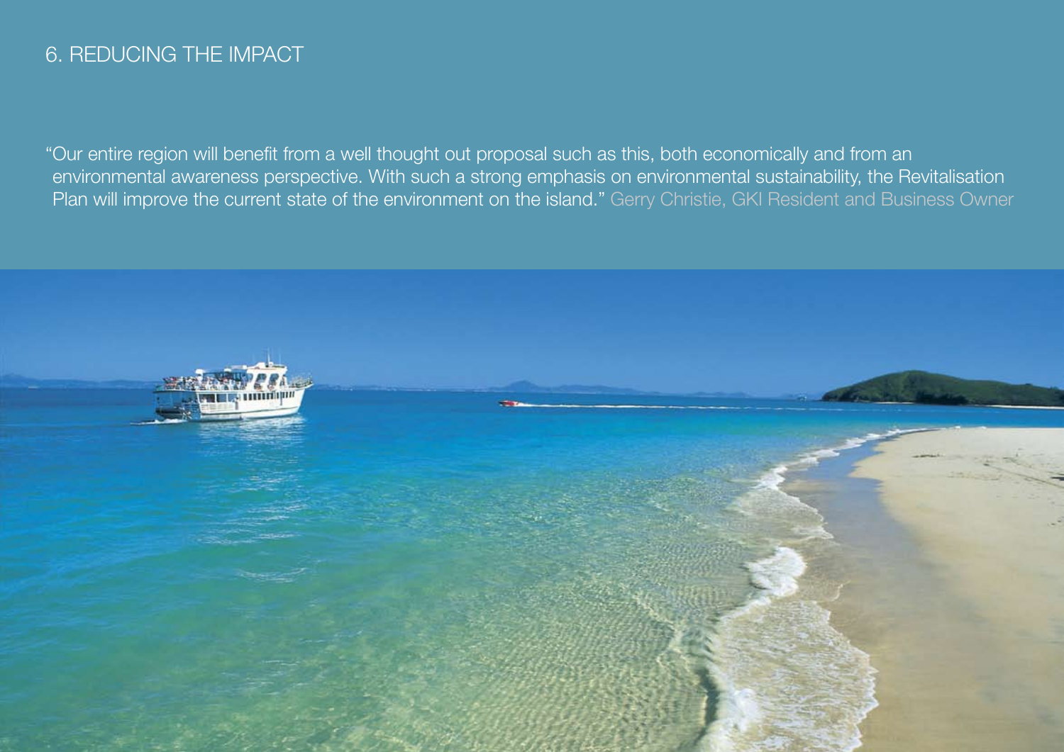# 6. REDUCING THE IMPACT

"Our entire region will benefit from a well thought out proposal such as this, both economically and from an environmental awareness perspective. With such a strong emphasis on environmental sustainability, the Revitalisation Plan will improve the current state of the environment on the island." Gerry Christie, GKI Resident and Business Owner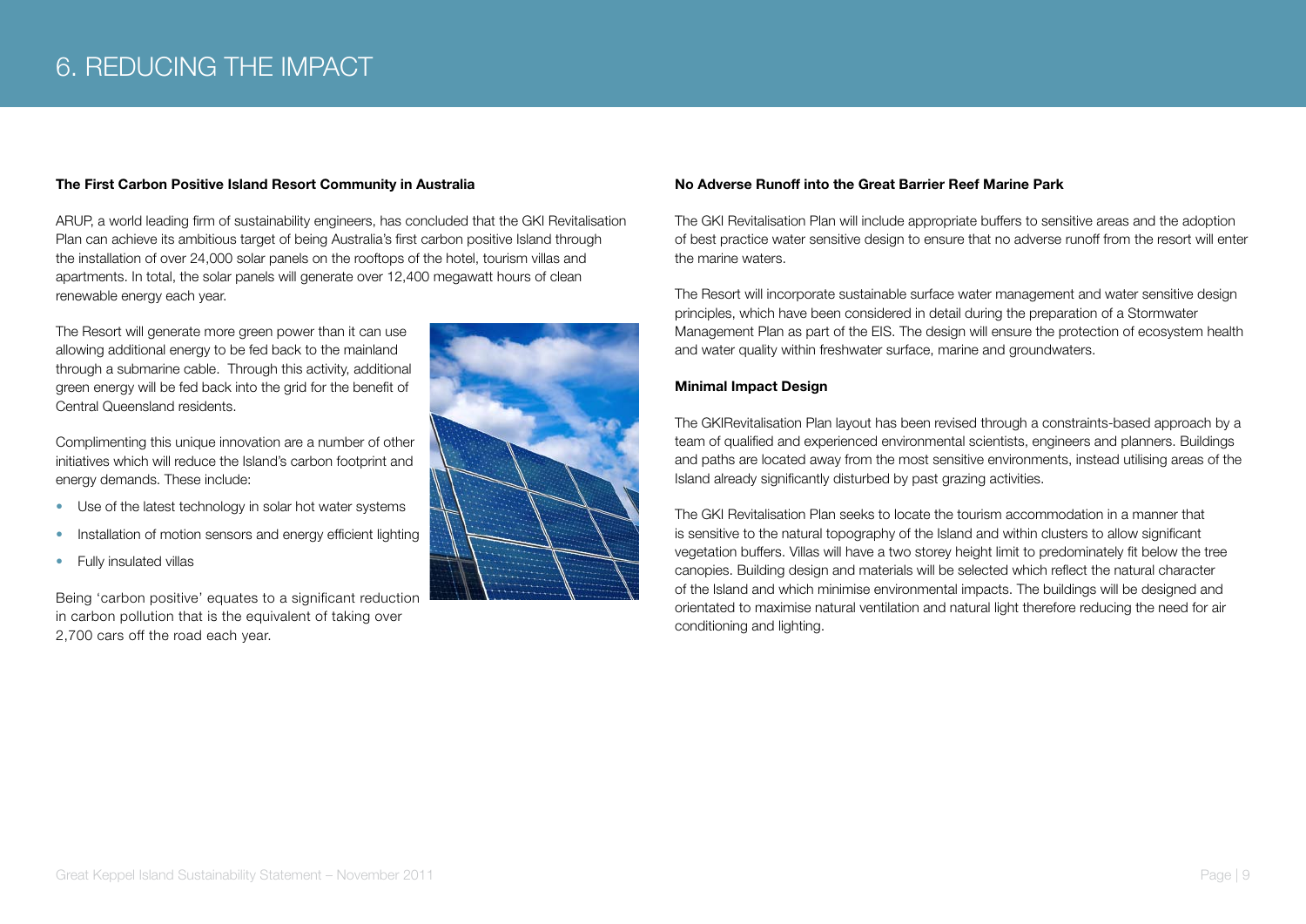# 6. REDUCING THE IMPACT

**The First Carbon Positive Island Resort Community in Australia**

ARUP, a world leading firm of sustainability engineers, has concluded that the GKI Revitalisation Plan can achieve its ambitious target of being Australia's first carbon positive Island through the installation of over 24,000 solar panels on the rooftops of the hotel, tourism villas and apartments. In total, the solar panels will generate over 12,400 megawatt hours of clean renewable energy each year.

The Resort will generate more green power than it can use allowing additional energy to be fed back to the mainland through a submarine cable. Through this activity, additional green energy will be fed back into the grid for the benefit of Central Queensland residents.

Complimenting this unique innovation are a number of other initiatives which will reduce the Island's carbon footprint and energy demands. These include:

- Use of the latest technology in solar hot water systems
- Installation of motion sensors and energy efficient lighting
- Fully insulated villas

Being 'carbon positive' equates to a significant reduction in carbon pollution that is the equivalent of taking over 2,700 cars off the road each year.

**No Adverse Runoff into the Great Barrier Reef Marine Park**

The GKI Revitalisation Plan will include appropriate buffers to sensitive areas and the adoption of best practice water sensitive design to ensure that no adverse runoff from the resort will enter the marine waters.

The Resort will incorporate sustainable surface water management and water sensitive design principles, which have been considered in detail during the preparation of a Stormwater Management Plan as part of the EIS. The design will ensure the protection of ecosystem health and water quality within freshwater surface, marine and groundwaters.

**Minimal Impact Design**

The GKIRevitalisation Plan layout has been revised through a constraints-based approach by a team of qualified and experienced environmental scientists, engineers and planners. Buildings and paths are located away from the most sensitive environments, instead utilising areas of the Island already significantly disturbed by past grazing activities.

The GKI Revitalisation Plan seeks to locate the tourism accommodation in a manner that is sensitive to the natural topography of the Island and within clusters to allow significant vegetation buffers. Villas will have a two storey height limit to predominately fit below the tree canopies. Building design and materials will be selected which reflect the natural character of the Island and which minimise environmental impacts. The buildings will be designed and orientated to maximise natural ventilation and natural light therefore reducing the need for air conditioning and lighting.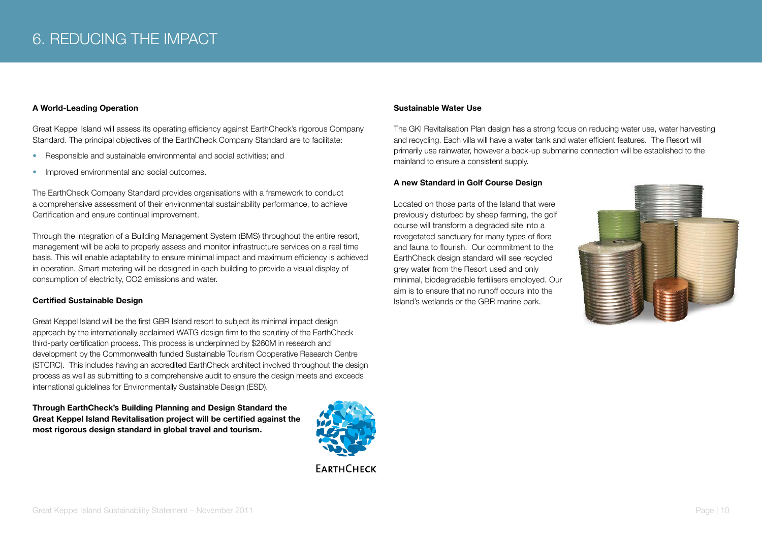# 6. REDUCING THE IMPACT

**A World-Leading Operation**

Great Keppel Island will assess its operating efficiency against EarthCheck's rigorous Company Standard. The principal objectives of the EarthCheck Company Standard are to facilitate:

- Responsible and sustainable environmental and social activities; and
- Improved environmental and social outcomes.

The EarthCheck Company Standard provides organisations with a framework to conduct a comprehensive assessment of their environmental sustainability performance, to achieve Certification and ensure continual improvement.

Through the integration of a Building Management System (BMS) throughout the entire resort, management will be able to properly assess and monitor infrastructure services on a real time basis. This will enable adaptability to ensure minimal impact and maximum efficiency is achieved in operation. Smart metering will be designed in each building to provide a visual display of consumption of electricity, $CO_2$ emissions and water.

**Certified Sustainable Design**

Great Keppel Island will be the first GBR Island resort to subject its minimal impact design approach by the internationally acclaimed WATG design firm to the scrutiny of the EarthCheck third-party certification process. This process is underpinned by $260M in research and development by the Commonwealth funded Sustainable Tourism Cooperative Research Centre (STCRC). This includes having an accredited EarthCheck architect involved throughout the design process as well as submitting to a comprehensive audit to ensure the design meets and exceeds international guidelines for Environmentally Sustainable Design (ESD).

**Through EarthCheck's Building Planning and Design Standard the Great Keppel Island Revitalisation project will be certified against the most rigorous design standard in global travel and tourism.**

EARTHCHECK

**Sustainable Water Use**

The GKI Revitalisation Plan design has a strong focus on reducing water use, water harvesting and recycling. Each villa will have a water tank and water efficient features. The Resort will primarily use rainwater, however a back-up submarine connection will be established to the mainland to ensure a consistent supply.

**A new Standard in Golf Course Design**

Located on those parts of the Island that were previously disturbed by sheep farming, the golf course will transform a degraded site into a revegetated sanctuary for many types of flora and fauna to flourish. Our commitment to the EarthCheck design standard will see recycled grey water from the Resort used and only minimal, biodegradable fertilisers employed. Our aim is to ensure that no runoff occurs into the Island's wetlands or the GBR marine park.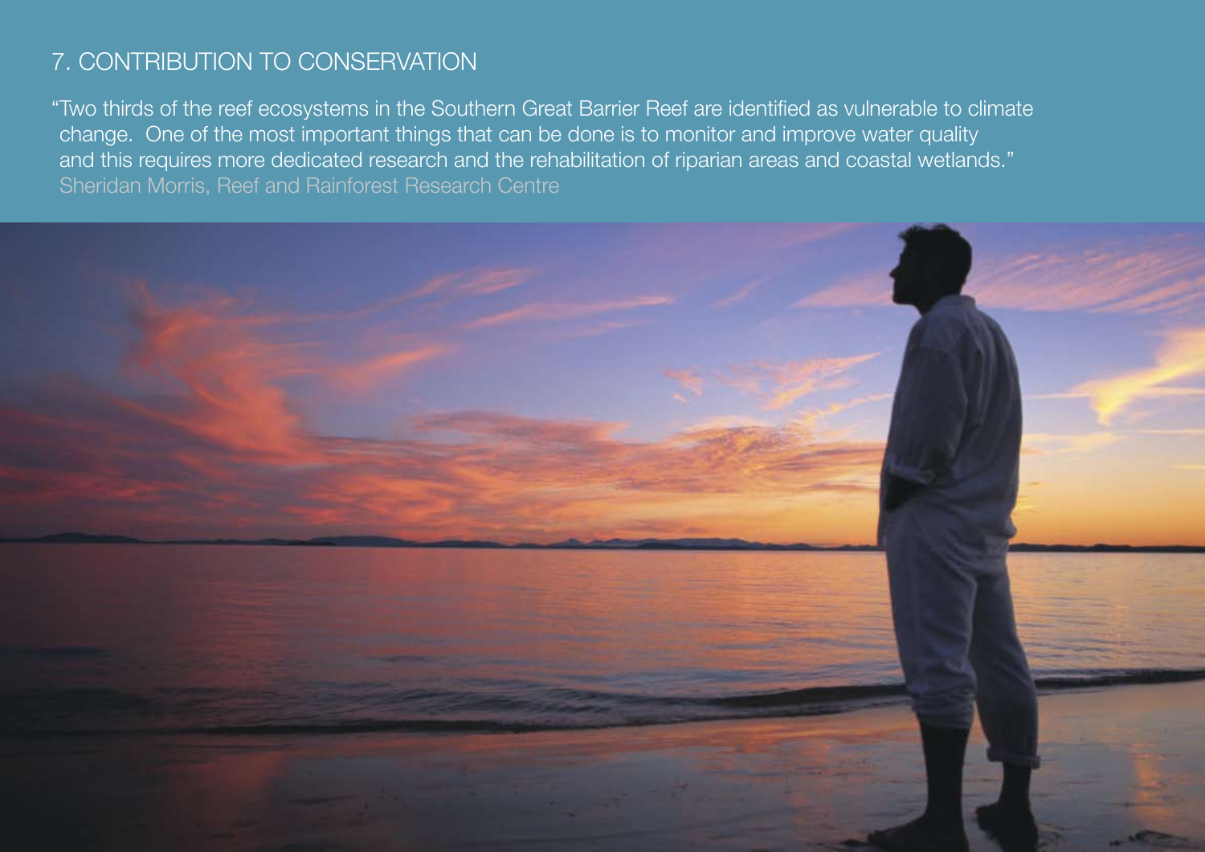## 7. CONTRIBUTION TO CONSERVATION

"Two thirds of the reef ecosystems in the Southern Great Barrier Reef are identified as vulnerable to climate change. One of the most important things that can be done is to monitor and improve water quality and this requires more dedicated research and the rehabilitation of riparian areas and coastal wetlands."
Sheridan Morris, Reef and Rainforest Research Centre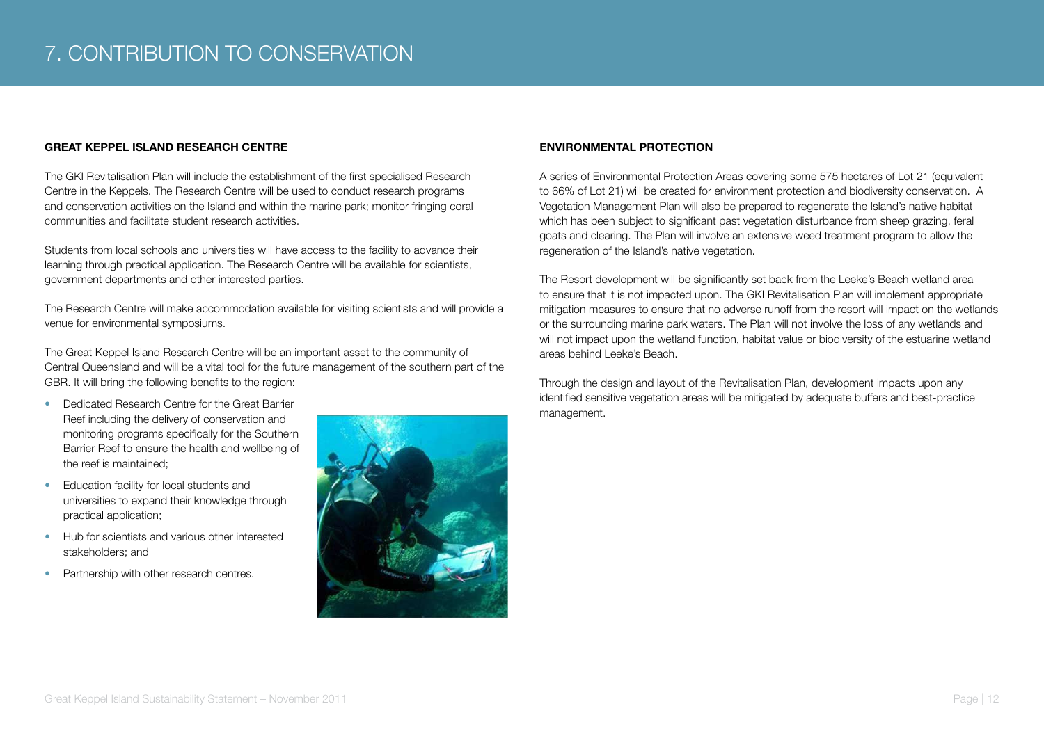# 7. CONTRIBUTION TO CONSERVATION

### GREAT KEPPEL ISLAND RESEARCH CENTRE

The GKI Revitalisation Plan will include the establishment of the first specialised Research Centre in the Keppels. The Research Centre will be used to conduct research programs and conservation activities on the Island and within the marine park; monitor fringing coral communities and facilitate student research activities.

Students from local schools and universities will have access to the facility to advance their learning through practical application. The Research Centre will be available for scientists, government departments and other interested parties.

The Research Centre will make accommodation available for visiting scientists and will provide a venue for environmental symposiums.

The Great Keppel Island Research Centre will be an important asset to the community of Central Queensland and will be a vital tool for the future management of the southern part of the GBR. It will bring the following benefits to the region:

- Dedicated Research Centre for the Great Barrier Reef including the delivery of conservation and monitoring programs specifically for the Southern Barrier Reef to ensure the health and wellbeing of the reef is maintained;
- Education facility for local students and universities to expand their knowledge through practical application;
- Hub for scientists and various other interested stakeholders; and
- Partnership with other research centres.

### ENVIRONMENTAL PROTECTION

A series of Environmental Protection Areas covering some 575 hectares of Lot 21 (equivalent to 66% of Lot 21) will be created for environment protection and biodiversity conservation. A Vegetation Management Plan will also be prepared to regenerate the Island's native habitat which has been subject to significant past vegetation disturbance from sheep grazing, feral goats and clearing. The Plan will involve an extensive weed treatment program to allow the regeneration of the Island's native vegetation.

The Resort development will be significantly set back from the Leeke's Beach wetland area to ensure that it is not impacted upon. The GKI Revitalisation Plan will implement appropriate mitigation measures to ensure that no adverse runoff from the resort will impact on the wetlands or the surrounding marine park waters. The Plan will not involve the loss of any wetlands and will not impact upon the wetland function, habitat value or biodiversity of the estuarine wetland areas behind Leeke's Beach.

Through the design and layout of the Revitalisation Plan, development impacts upon any identified sensitive vegetation areas will be mitigated by adequate buffers and best-practice management.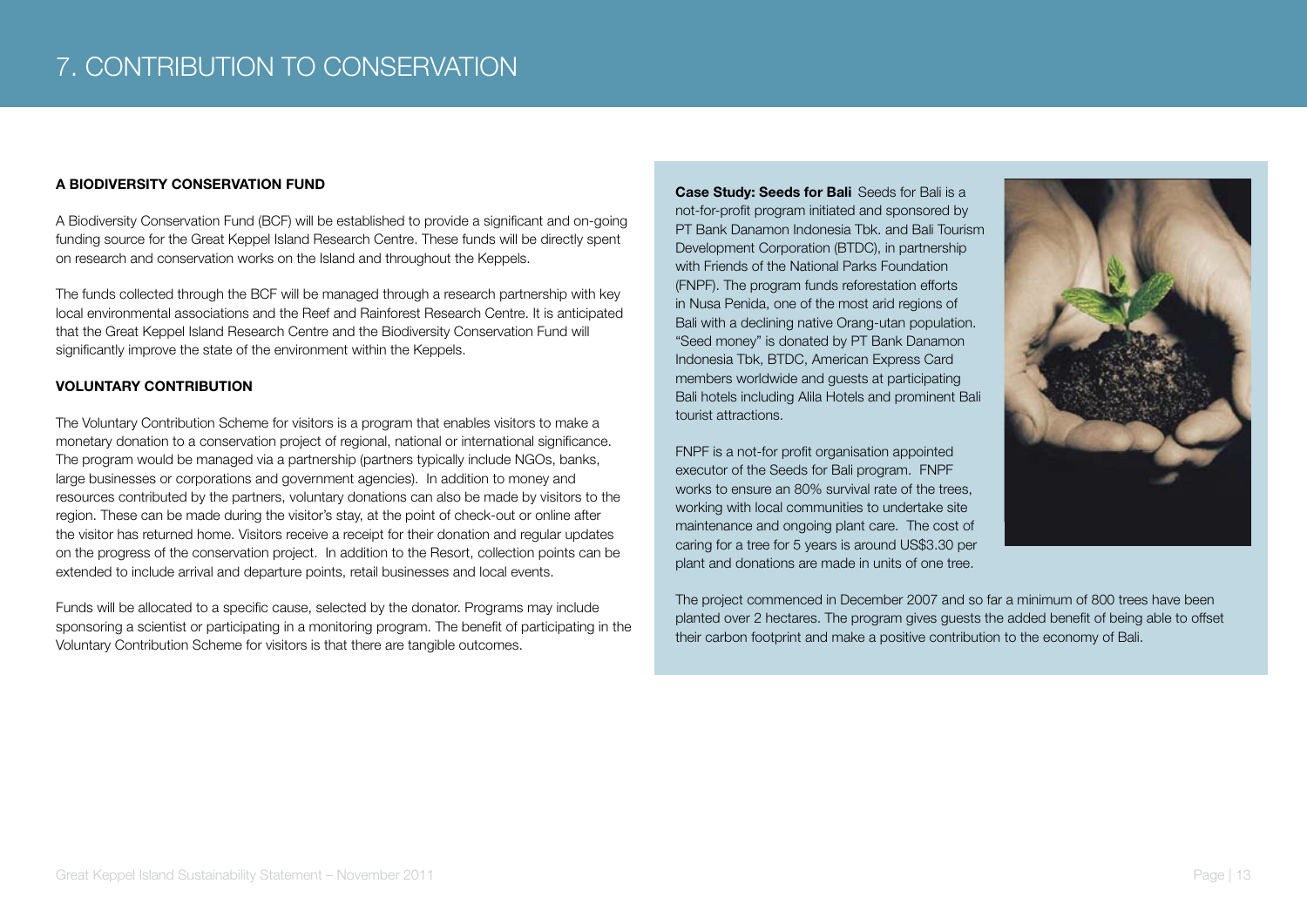# 7. CONTRIBUTION TO CONSERVATION

## A BIODIVERSITY CONSERVATION FUND

A Biodiversity Conservation Fund (BCF) will be established to provide a significant and on-going funding source for the Great Keppel Island Research Centre. These funds will be directly spent on research and conservation works on the Island and throughout the Keppels.

The funds collected through the BCF will be managed through a research partnership with key local environmental associations and the Reef and Rainforest Research Centre. It is anticipated that the Great Keppel Island Research Centre and the Biodiversity Conservation Fund will significantly improve the state of the environment within the Keppels.

## VOLUNTARY CONTRIBUTION

The Voluntary Contribution Scheme for visitors is a program that enables visitors to make a monetary donation to a conservation project of regional, national or international significance. The program would be managed via a partnership (partners typically include NGOs, banks, large businesses or corporations and government agencies). In addition to money and resources contributed by the partners, voluntary donations can also be made by visitors to the region. These can be made during the visitor's stay, at the point of check-out or online after the visitor has returned home. Visitors receive a receipt for their donation and regular updates on the progress of the conservation project. In addition to the Resort, collection points can be extended to include arrival and departure points, retail businesses and local events.

Funds will be allocated to a specific cause, selected by the donator. Programs may include sponsoring a scientist or participating in a monitoring program. The benefit of participating in the Voluntary Contribution Scheme for visitors is that there are tangible outcomes.

**Case Study: Seeds for Bali** Seeds for Bali is a not-for-profit program initiated and sponsored by PT Bank Danamon Indonesia Tbk. and Bali Tourism Development Corporation (BTDC), in partnership with Friends of the National Parks Foundation (FNPF). The program funds reforestation efforts in Nusa Penida, one of the most arid regions of Bali with a declining native Orang-utan population. "Seed money" is donated by PT Bank Danamon Indonesia Tbk, BTDC, American Express Card members worldwide and guests at participating Bali hotels including Alila Hotels and prominent Bali tourist attractions.

FNPF is a not-for profit organisation appointed executor of the Seeds for Bali program. FNPF works to ensure an 80% survival rate of the trees, working with local communities to undertake site maintenance and ongoing plant care. The cost of caring for a tree for 5 years is around US$3.30 per plant and donations are made in units of one tree.

The project commenced in December 2007 and so far a minimum of 800 trees have been planted over 2 hectares. The program gives guests the added benefit of being able to offset their carbon footprint and make a positive contribution to the economy of Bali.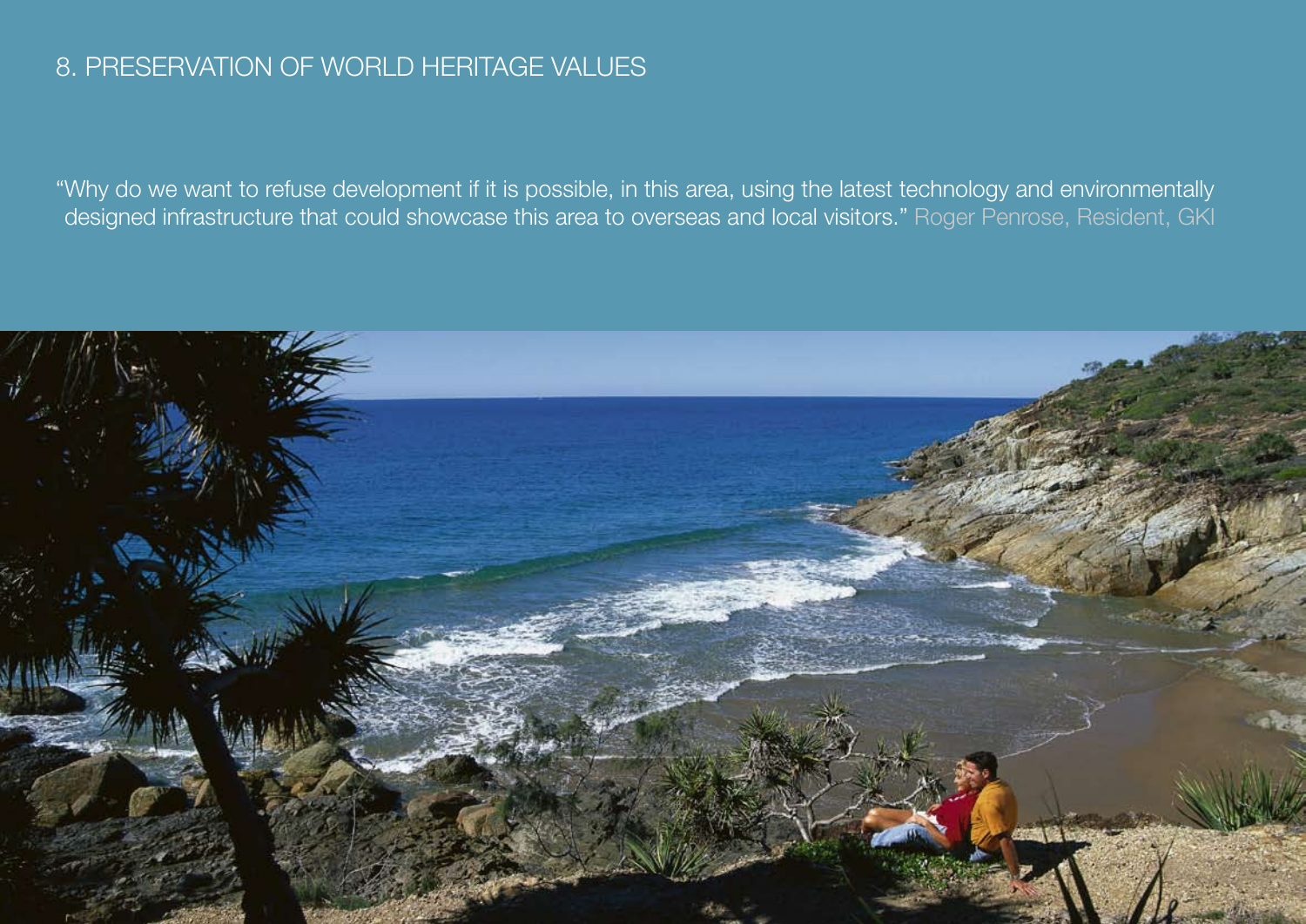# 8. PRESERVATION OF WORLD HERITAGE VALUES

"Why do we want to refuse development if it is possible, in this area, using the latest technology and environmentally designed infrastructure that could showcase this area to overseas and local visitors." Roger Penrose, Resident, GKI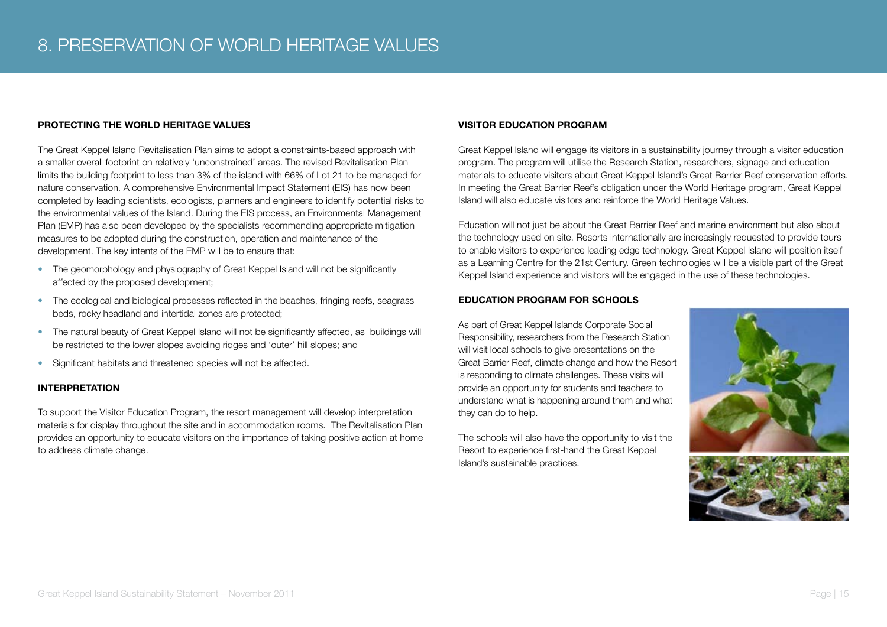# 8. PRESERVATION OF WORLD HERITAGE VALUES

### PROTECTING THE WORLD HERITAGE VALUES

The Great Keppel Island Revitalisation Plan aims to adopt a constraints-based approach with a smaller overall footprint on relatively 'unconstrained' areas. The revised Revitalisation Plan limits the building footprint to less than 3% of the island with 66% of Lot 21 to be managed for nature conservation. A comprehensive Environmental Impact Statement (EIS) has now been completed by leading scientists, ecologists, planners and engineers to identify potential risks to the environmental values of the Island. During the EIS process, an Environmental Management Plan (EMP) has also been developed by the specialists recommending appropriate mitigation measures to be adopted during the construction, operation and maintenance of the development. The key intents of the EMP will be to ensure that:

- The geomorphology and physiography of Great Keppel Island will not be significantly affected by the proposed development;
- The ecological and biological processes reflected in the beaches, fringing reefs, seagrass beds, rocky headland and intertidal zones are protected;
- The natural beauty of Great Keppel Island will not be significantly affected, as buildings will be restricted to the lower slopes avoiding ridges and 'outer' hill slopes; and
- Significant habitats and threatened species will not be affected.

### INTERPRETATION

To support the Visitor Education Program, the resort management will develop interpretation materials for display throughout the site and in accommodation rooms. The Revitalisation Plan provides an opportunity to educate visitors on the importance of taking positive action at home to address climate change.

### VISITOR EDUCATION PROGRAM

Great Keppel Island will engage its visitors in a sustainability journey through a visitor education program. The program will utilise the Research Station, researchers, signage and education materials to educate visitors about Great Keppel Island's Great Barrier Reef conservation efforts. In meeting the Great Barrier Reef's obligation under the World Heritage program, Great Keppel Island will also educate visitors and reinforce the World Heritage Values.

Education will not just be about the Great Barrier Reef and marine environment but also about the technology used on site. Resorts internationally are increasingly requested to provide tours to enable visitors to experience leading edge technology. Great Keppel Island will position itself as a Learning Centre for the 21st Century. Green technologies will be a visible part of the Great Keppel Island experience and visitors will be engaged in the use of these technologies.

### EDUCATION PROGRAM FOR SCHOOLS

As part of Great Keppel Islands Corporate Social Responsibility, researchers from the Research Station will visit local schools to give presentations on the Great Barrier Reef, climate change and how the Resort is responding to climate challenges. These visits will provide an opportunity for students and teachers to understand what is happening around them and what they can do to help.

The schools will also have the opportunity to visit the Resort to experience first-hand the Great Keppel Island's sustainable practices.